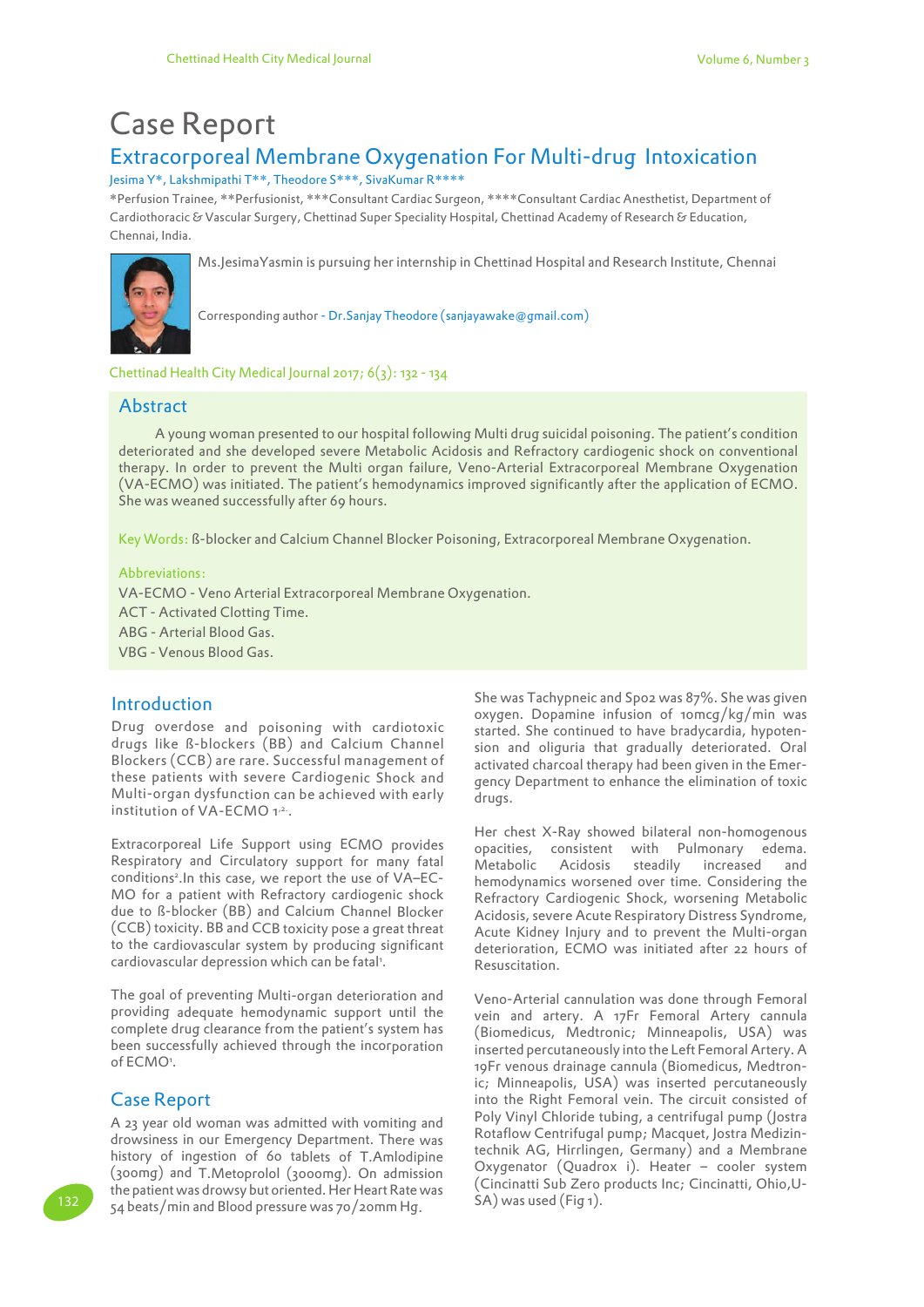# Case Report

## Extracorporeal Membrane Oxygenation For Multi-drug Intoxication

Jesima Y*, Lakshmipathi T**, Theodore S***, SivaKumar R****

*Perfusion Trainee, **Perfusionist, ***Consultant Cardiac Surgeon, ****Consultant Cardiac Anesthetist, Department of Cardiothoracic & Vascular Surgery, Chettinad Super Speciality Hospital, Chettinad Academy of Research & Education, Chennai, India.

Ms.JesimaYasmin is pursuing her internship in Chettinad Hospital and Research Institute, Chennai

Corresponding author - Dr.Sanjay Theodore (sanjayawake@gmail.com)

Chettinad Health City Medical Journal 2017; 6(3): 132 - 134

## Abstract

A young woman presented to our hospital following Multi drug suicidal poisoning. The patient's condition deteriorated and she developed severe Metabolic Acidosis and Refractory cardiogenic shock on conventional therapy. In order to prevent the Multi organ failure, Veno-Arterial Extracorporeal Membrane Oxygenation (VA-ECMO) was initiated. The patient's hemodynamics improved significantly after the application of ECMO. She was weaned successfully after 69 hours.

Key Words: ß-blocker and Calcium Channel Blocker Poisoning, Extracorporeal Membrane Oxygenation.

Abbreviations:

VA-ECMO - Veno Arterial Extracorporeal Membrane Oxygenation.
ACT - Activated Clotting Time.
ABG - Arterial Blood Gas.
VBG - Venous Blood Gas.

## Introduction

Drug overdose and poisoning with cardiotoxic drugs like ß-blockers (BB) and Calcium Channel Blockers (CCB) are rare. Successful management of these patients with severe Cardiogenic Shock and Multi-organ dysfunction can be achieved with early institution of VA-ECMO [1,2].

Extracorporeal Life Support using ECMO provides Respiratory and Circulatory support for many fatal conditions[2]. In this case, we report the use of VA–ECMO for a patient with Refractory cardiogenic shock due to ß-blocker (BB) and Calcium Channel Blocker (CCB) toxicity. BB and CCB toxicity pose a great threat to the cardiovascular system by producing significant cardiovascular depression which can be fatal[1].

The goal of preventing Multi-organ deterioration and providing adequate hemodynamic support until the complete drug clearance from the patient's system has been successfully achieved through the incorporation of ECMO[1].

## Case Report

A 23 year old woman was admitted with vomiting and drowsiness in our Emergency Department. There was history of ingestion of 60 tablets of T.Amlodipine (300mg) and T.Metoprolol (3000mg). On admission the patient was drowsy but oriented. Her Heart Rate was 54 beats/min and Blood pressure was 70/20mm Hg. She was Tachypneic and $SpO_2$ was 87%. She was given oxygen. Dopamine infusion of 10mcg/kg/min was started. She continued to have bradycardia, hypotension and oliguria that gradually deteriorated. Oral activated charcoal therapy had been given in the Emergency Department to enhance the elimination of toxic drugs.

Her chest X-Ray showed bilateral non-homogenous opacities, consistent with Pulmonary edema. Metabolic Acidosis steadily increased and hemodynamics worsened over time. Considering the Refractory Cardiogenic Shock, worsening Metabolic Acidosis, severe Acute Respiratory Distress Syndrome, Acute Kidney Injury and to prevent the Multi-organ deterioration, ECMO was initiated after 22 hours of Resuscitation.

Veno-Arterial cannulation was done through Femoral vein and artery. A 17Fr Femoral Artery cannula (Biomedicus, Medtronic; Minneapolis, USA) was inserted percutaneously into the Left Femoral Artery. A 19Fr venous drainage cannula (Biomedicus, Medtronic; Minneapolis, USA) was inserted percutaneously into the Right Femoral vein. The circuit consisted of Poly Vinyl Chloride tubing, a centrifugal pump (Jostra Rotaflow Centrifugal pump; Macquet, Jostra Medizintechnik AG, Hirrlingen, Germany) and a Membrane Oxygenator (Quadrox i). Heater – cooler system (Cincinatti Sub Zero products Inc; Cincinatti, Ohio,USA) was used (Fig 1).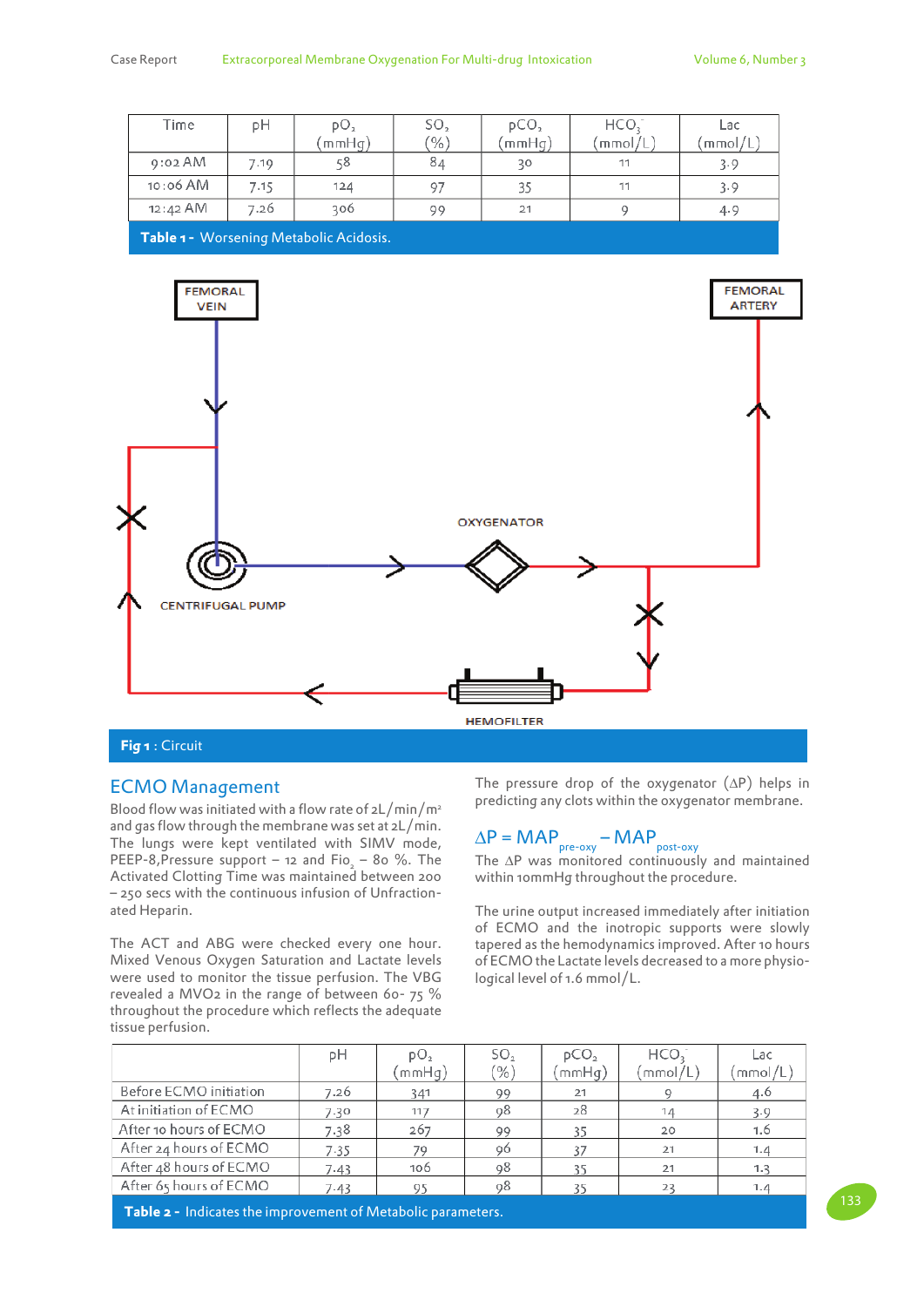| Time | pH | $pO_2$ (mmHg) | $SO_2$ (%) | $pCO_2$ (mmHg) | $HCO_3^-$ (mmol/L) | Lac (mmol/L) |
|---|---|---|---|---|---|---|
| 9:02 AM | 7.19 | 58 | 84 | 30 | 11 | 3.9 |
| 10:06 AM | 7.15 | 124 | 97 | 35 | 11 | 3.9 |
| 12:42 AM | 7.26 | 306 | 99 | 21 | 9 | 4.9 |

**Table 1 -** Worsening Metabolic Acidosis.

FEMORAL VEIN

FEMORAL ARTERY

OXYGENATOR

CENTRIFUGAL PUMP

HEMOFILTER

**Fig 1 :** Circuit

## ECMO Management

Blood flow was initiated with a flow rate of 2L/min/m² and gas flow through the membrane was set at 2L/min. The lungs were kept ventilated with SIMV mode, PEEP-8,Pressure support – 12 and $FiO_2$ – 80 %. The Activated Clotting Time was maintained between 200 – 250 secs with the continuous infusion of Unfractionated Heparin.

The ACT and ABG were checked every one hour. Mixed Venous Oxygen Saturation and Lactate levels were used to monitor the tissue perfusion. The VBG revealed a $MVO_2$ in the range of between 60- 75 % throughout the procedure which reflects the adequate tissue perfusion.

The pressure drop of the oxygenator (ΔP) helps in predicting any clots within the oxygenator membrane.

$$\Delta P = MAP_{pre\text{-}oxy} - MAP_{post\text{-}oxy}$$

The ΔP was monitored continuously and maintained within 10mmHg throughout the procedure.

The urine output increased immediately after initiation of ECMO and the inotropic supports were slowly tapered as the hemodynamics improved. After 10 hours of ECMO the Lactate levels decreased to a more physiological level of 1.6 mmol/L.

| | pH | $pO_2$ (mmHg) | $SO_2$ (%) | $pCO_2$ (mmHg) | $HCO_3^-$ (mmol/L) | Lac (mmol/L) |
|---|---|---|---|---|---|---|
| Before ECMO initiation | 7.26 | 341 | 99 | 21 | 9 | 4.6 |
| At initiation of ECMO | 7.30 | 117 | 98 | 28 | 14 | 3.9 |
| After 10 hours of ECMO | 7.38 | 267 | 99 | 35 | 20 | 1.6 |
| After 24 hours of ECMO | 7.35 | 79 | 96 | 37 | 21 | 1.4 |
| After 48 hours of ECMO | 7.43 | 106 | 98 | 35 | 21 | 1.3 |
| After 65 hours of ECMO | 7.43 | 95 | 98 | 35 | 23 | 1.4 |

**Table 2 -** Indicates the improvement of Metabolic parameters.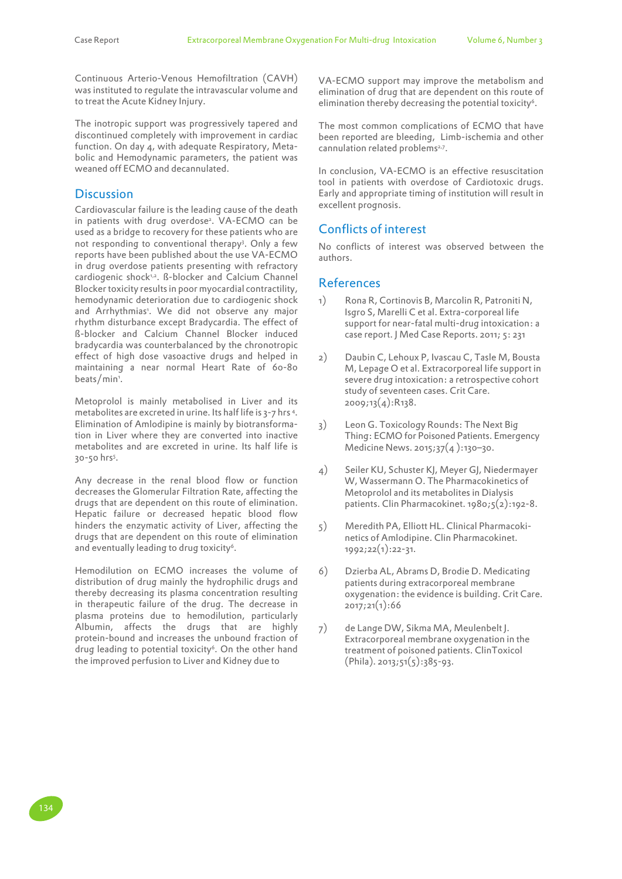Continuous Arterio-Venous Hemofiltration (CAVH) was instituted to regulate the intravascular volume and to treat the Acute Kidney Injury.

The inotropic support was progressively tapered and discontinued completely with improvement in cardiac function. On day 4, with adequate Respiratory, Metabolic and Hemodynamic parameters, the patient was weaned off ECMO and decannulated.

## Discussion

Cardiovascular failure is the leading cause of the death in patients with drug overdose[2]. VA-ECMO can be used as a bridge to recovery for these patients who are not responding to conventional therapy[3]. Only a few reports have been published about the use VA-ECMO in drug overdose patients presenting with refractory cardiogenic shock[1,2]. ß-blocker and Calcium Channel Blocker toxicity results in poor myocardial contractility, hemodynamic deterioration due to cardiogenic shock and Arrhythmias[1]. We did not observe any major rhythm disturbance except Bradycardia. The effect of ß-blocker and Calcium Channel Blocker induced bradycardia was counterbalanced by the chronotropic effect of high dose vasoactive drugs and helped in maintaining a near normal Heart Rate of 60-80 beats/min[1].

Metoprolol is mainly metabolised in Liver and its metabolites are excreted in urine. Its half life is 3-7 hrs[4]. Elimination of Amlodipine is mainly by biotransformation in Liver where they are converted into inactive metabolites and are excreted in urine. Its half life is 30-50 hrs[5].

Any decrease in the renal blood flow or function decreases the Glomerular Filtration Rate, affecting the drugs that are dependent on this route of elimination. Hepatic failure or decreased hepatic blood flow hinders the enzymatic activity of Liver, affecting the drugs that are dependent on this route of elimination and eventually leading to drug toxicity[6].

Hemodilution on ECMO increases the volume of distribution of drug mainly the hydrophilic drugs and thereby decreasing its plasma concentration resulting in therapeutic failure of the drug. The decrease in plasma proteins due to hemodilution, particularly Albumin, affects the drugs that are highly protein-bound and increases the unbound fraction of drug leading to potential toxicity[6]. On the other hand the improved perfusion to Liver and Kidney due to VA-ECMO support may improve the metabolism and elimination of drug that are dependent on this route of elimination thereby decreasing the potential toxicity[6].

The most common complications of ECMO that have been reported are bleeding, Limb-ischemia and other cannulation related problems[2,7].

In conclusion, VA-ECMO is an effective resuscitation tool in patients with overdose of Cardiotoxic drugs. Early and appropriate timing of institution will result in excellent prognosis.

## Conflicts of interest

No conflicts of interest was observed between the authors.

## References

1) Rona R, Cortinovis B, Marcolin R, Patroniti N, Isgro S, Marelli C et al. Extra-corporeal life support for near-fatal multi-drug intoxication: a case report. J Med Case Reports. 2011; 5: 231

2) Daubin C, Lehoux P, Ivascau C, Tasle M, Bousta M, Lepage O et al. Extracorporeal life support in severe drug intoxication: a retrospective cohort study of seventeen cases. Crit Care. 2009;13(4):R138.

3) Leon G. Toxicology Rounds: The Next Big Thing: ECMO for Poisoned Patients. Emergency Medicine News. 2015;37(4 ):130–30.

4) Seiler KU, Schuster KJ, Meyer GJ, Niedermayer W, Wassermann O. The Pharmacokinetics of Metoprolol and its metabolites in Dialysis patients. Clin Pharmacokinet. 1980;5(2):192-8.

5) Meredith PA, Elliott HL. Clinical Pharmacokinetics of Amlodipine. Clin Pharmacokinet. 1992;22(1):22-31.

6) Dzierba AL, Abrams D, Brodie D. Medicating patients during extracorporeal membrane oxygenation: the evidence is building. Crit Care. 2017;21(1):66

7) de Lange DW, Sikma MA, Meulenbelt J. Extracorporeal membrane oxygenation in the treatment of poisoned patients. ClinToxicol (Phila). 2013;51(5):385-93.